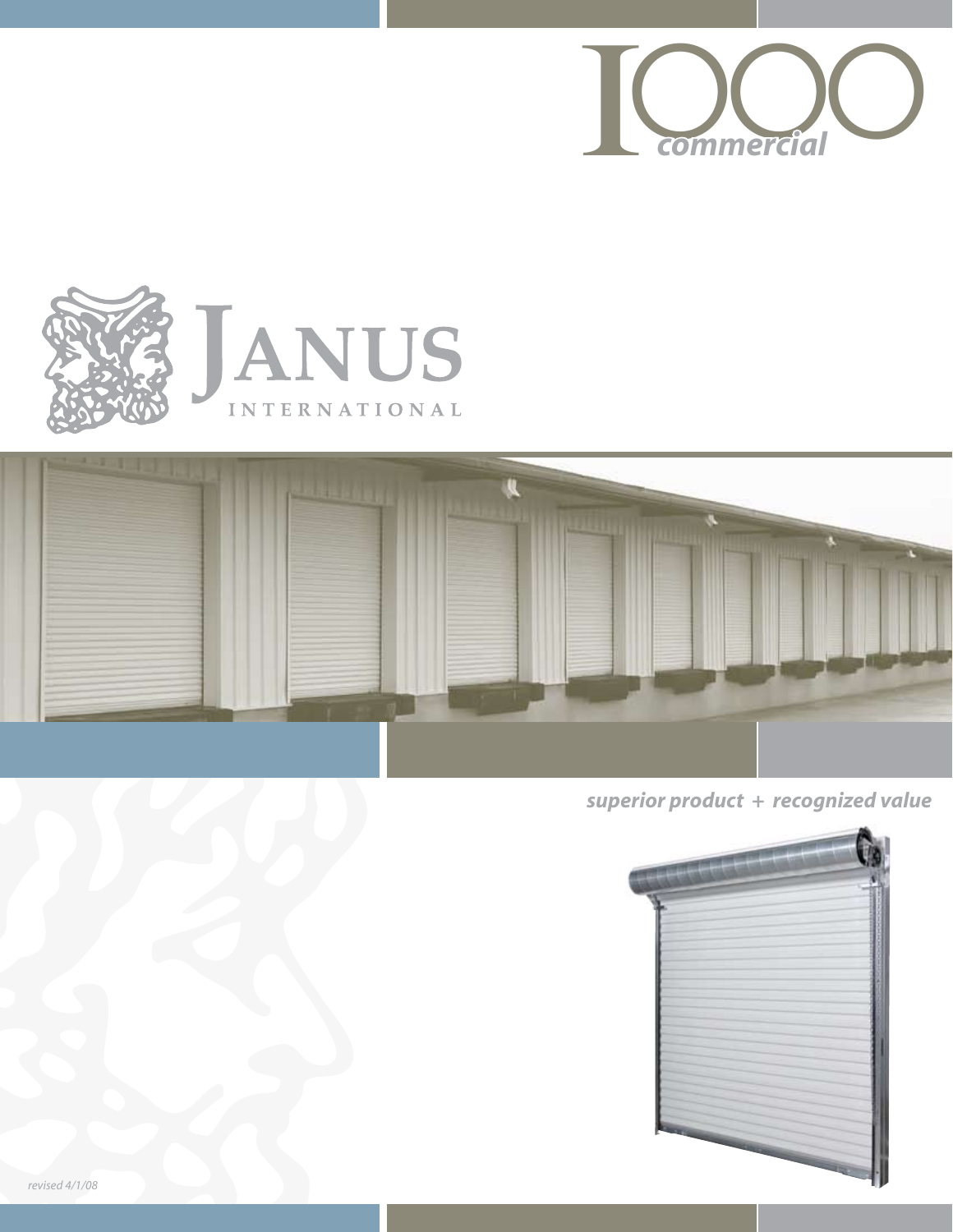# 1000 commercial

JANUS INTERNATIONAL

*superior product + recognized value*

*revised 4/1/08*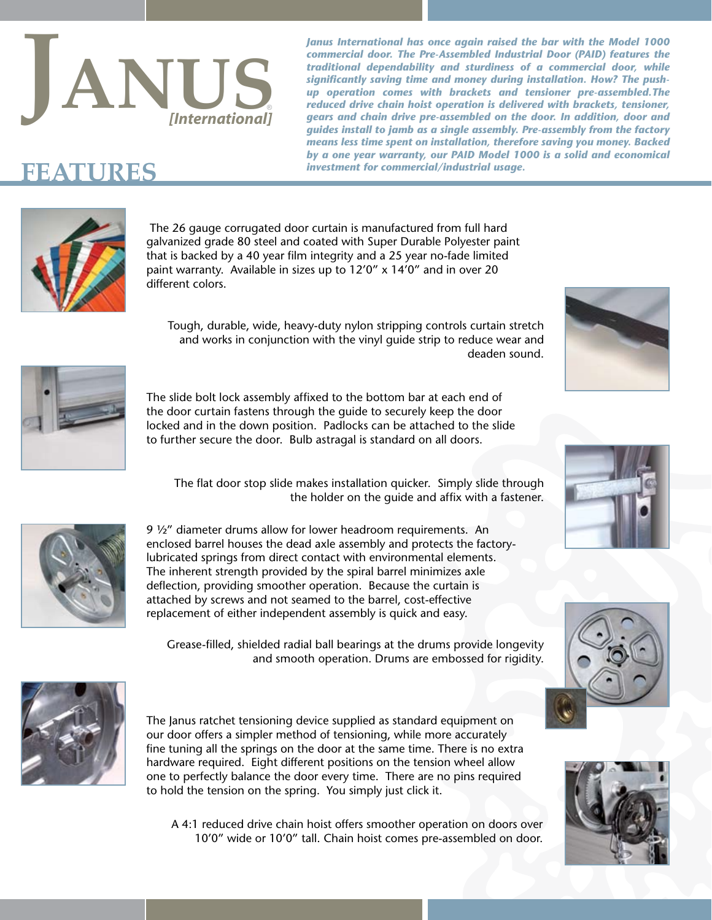# JANUS [International]

***Janus International has once again raised the bar with the Model 1000 commercial door. The Pre-Assembled Industrial Door (PAID) features the traditional dependability and sturdiness of a commercial door, while significantly saving time and money during installation. How? The push-up operation comes with brackets and tensioner pre-assembled. The reduced drive chain hoist operation is delivered with brackets, tensioner, gears and chain drive pre-assembled on the door. In addition, door and guides install to jamb as a single assembly. Pre-assembly from the factory means less time spent on installation, therefore saving you money. Backed by a one year warranty, our PAID Model 1000 is a solid and economical investment for commercial/industrial usage.***

## FEATURES

The 26 gauge corrugated door curtain is manufactured from full hard galvanized grade 80 steel and coated with Super Durable Polyester paint that is backed by a 40 year film integrity and a 25 year no-fade limited paint warranty. Available in sizes up to 12'0" x 14'0" and in over 20 different colors.

Tough, durable, wide, heavy-duty nylon stripping controls curtain stretch and works in conjunction with the vinyl guide strip to reduce wear and deaden sound.

The slide bolt lock assembly affixed to the bottom bar at each end of the door curtain fastens through the guide to securely keep the door locked and in the down position. Padlocks can be attached to the slide to further secure the door. Bulb astragal is standard on all doors.

The flat door stop slide makes installation quicker. Simply slide through the holder on the guide and affix with a fastener.

9 ½" diameter drums allow for lower headroom requirements. An enclosed barrel houses the dead axle assembly and protects the factory-lubricated springs from direct contact with environmental elements. The inherent strength provided by the spiral barrel minimizes axle deflection, providing smoother operation. Because the curtain is attached by screws and not seamed to the barrel, cost-effective replacement of either independent assembly is quick and easy.

Grease-filled, shielded radial ball bearings at the drums provide longevity and smooth operation. Drums are embossed for rigidity.

The Janus ratchet tensioning device supplied as standard equipment on our door offers a simpler method of tensioning, while more accurately fine tuning all the springs on the door at the same time. There is no extra hardware required. Eight different positions on the tension wheel allow one to perfectly balance the door every time. There are no pins required to hold the tension on the spring. You simply just click it.

A 4:1 reduced drive chain hoist offers smoother operation on doors over 10'0" wide or 10'0" tall. Chain hoist comes pre-assembled on door.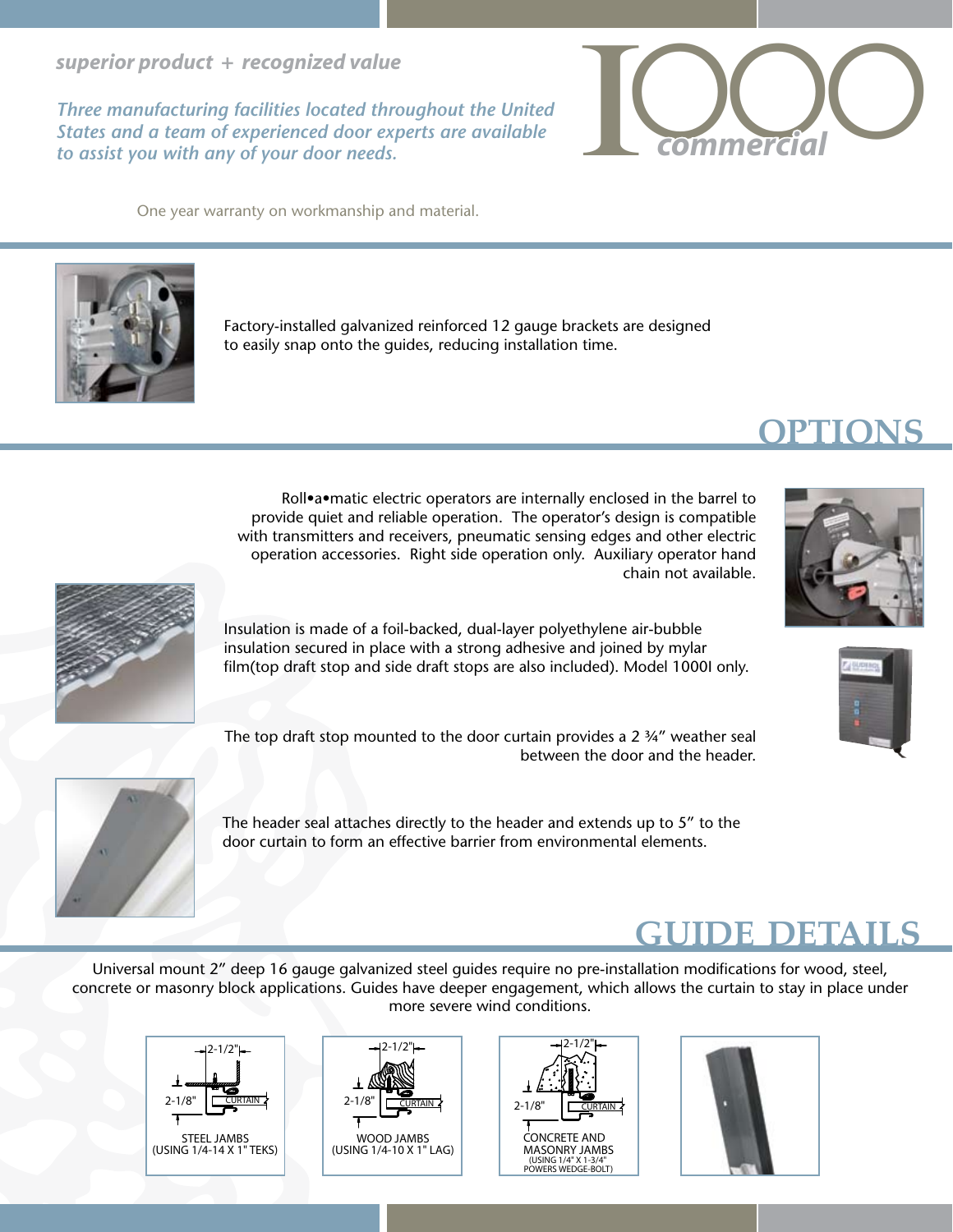*superior product + recognized value*

*Three manufacturing facilities located throughout the United States and a team of experienced door experts are available to assist you with any of your door needs.*

1000 *commercial*

One year warranty on workmanship and material.

Factory-installed galvanized reinforced 12 gauge brackets are designed to easily snap onto the guides, reducing installation time.

## OPTIONS

Roll•a•matic electric operators are internally enclosed in the barrel to provide quiet and reliable operation. The operator's design is compatible with transmitters and receivers, pneumatic sensing edges and other electric operation accessories. Right side operation only. Auxiliary operator hand chain not available.

Insulation is made of a foil-backed, dual-layer polyethylene air-bubble insulation secured in place with a strong adhesive and joined by mylar film(top draft stop and side draft stops are also included). Model 1000I only.

The top draft stop mounted to the door curtain provides a 2 ¾" weather seal between the door and the header.

The header seal attaches directly to the header and extends up to 5" to the door curtain to form an effective barrier from environmental elements.

## GUIDE DETAILS

Universal mount 2" deep 16 gauge galvanized steel guides require no pre-installation modifications for wood, steel, concrete or masonry block applications. Guides have deeper engagement, which allows the curtain to stay in place under more severe wind conditions.

2-1/2" / 2-1/8" / CURTAIN
STEEL JAMBS
(USING 1/4-14 X 1" TEKS)

2-1/2" / 2-1/8" / CURTAIN
WOOD JAMBS
(USING 1/4-10 X 1" LAG)

2-1/2" / 2-1/8" / CURTAIN
CONCRETE AND MASONRY JAMBS
(USING 1/4" X 1-3/4" POWERS WEDGE-BOLT)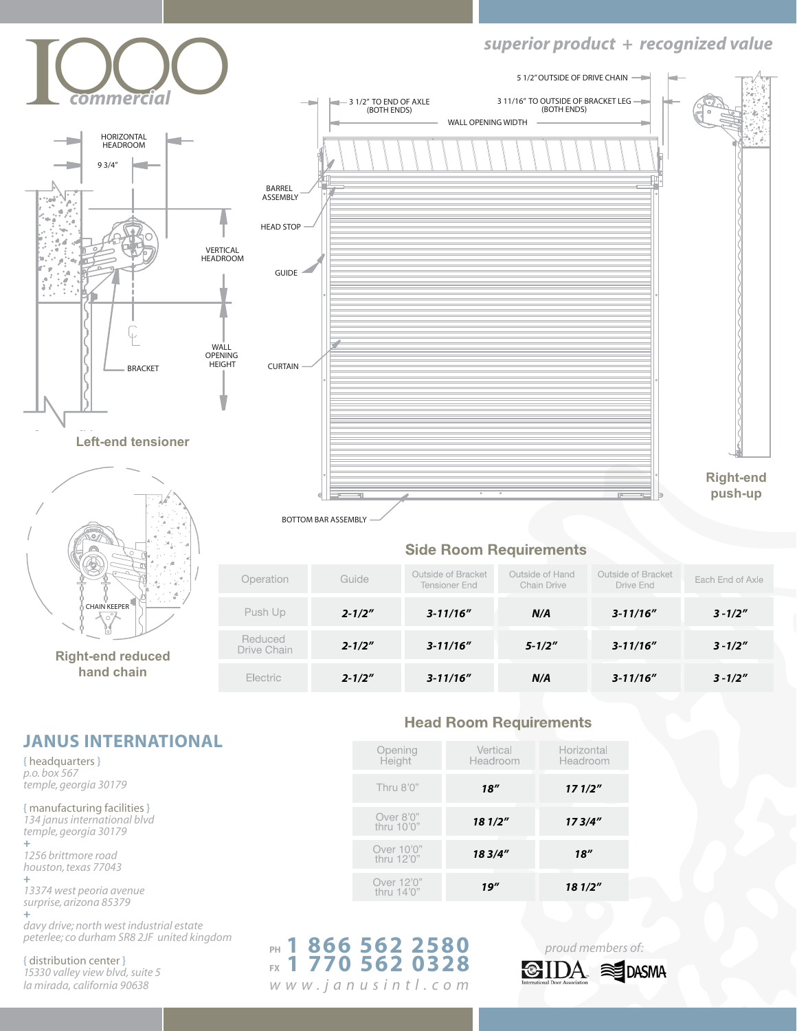# 1000 commercial

*superior product + recognized value*

HORIZONTAL HEADROOM

9 3/4"

VERTICAL HEADROOM

WALL OPENING HEIGHT

BRACKET

Left-end tensioner

5 1/2" OUTSIDE OF DRIVE CHAIN

3 1/2" TO END OF AXLE (BOTH ENDS)

3 11/16" TO OUTSIDE OF BRACKET LEG (BOTH ENDS)

WALL OPENING WIDTH

BARREL ASSEMBLY

HEAD STOP

GUIDE

CURTAIN

BOTTOM BAR ASSEMBLY

Right-end push-up

CHAIN KEEPER

Right-end reduced hand chain

## Side Room Requirements

| Operation | Guide | Outside of Bracket Tensioner End | Outside of Hand Chain Drive | Outside of Bracket Drive End | Each End of Axle |
|---|---|---|---|---|---|
| Push Up | ***2-1/2"*** | ***3-11/16"*** | ***N/A*** | ***3-11/16"*** | ***3-1/2"*** |
| Reduced Drive Chain | ***2-1/2"*** | ***3-11/16"*** | ***5-1/2"*** | ***3-11/16"*** | ***3-1/2"*** |
| Electric | ***2-1/2"*** | ***3-11/16"*** | ***N/A*** | ***3-11/16"*** | ***3-1/2"*** |

## Head Room Requirements

| Opening Height | Vertical Headroom | Horizontal Headroom |
|---|---|---|
| Thru 8'0" | ***18"*** | ***17 1/2"*** |
| Over 8'0" thru 10'0" | ***18 1/2"*** | ***17 3/4"*** |
| Over 10'0" thru 12'0" | ***18 3/4"*** | ***18"*** |
| Over 12'0" thru 14'0" | ***19"*** | ***18 1/2"*** |

## JANUS INTERNATIONAL

{ headquarters }
*p.o. box 567*
*temple, georgia 30179*

{ manufacturing facilities }
*134 janus international blvd*
*temple, georgia 30179*
+
*1256 brittmore road*
*houston, texas 77043*
+
*13374 west peoria avenue*
*surprise, arizona 85379*
+
*davy drive; north west industrial estate*
*peterlee; co durham SR8 2JF united kingdom*

{ distribution center }
*15330 valley view blvd, suite 5*
*la mirada, california 90638*

PH 1 866 562 2580
FX 1 770 562 0328
*www.janusintl.com*

*proud members of:*

IDA International Door Association

DASMA